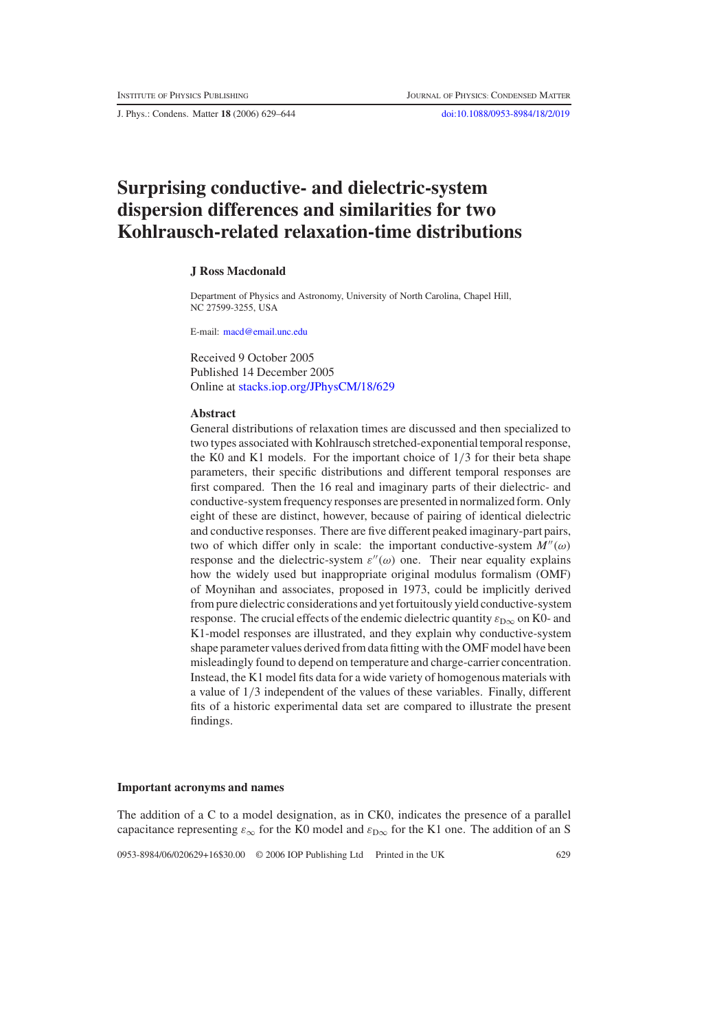# Surprising conductive- and dielectric-system dispersion differences and similarities for two Kohlrausch-related relaxation-time distributions

**J Ross Macdonald**

Department of Physics and Astronomy, University of North Carolina, Chapel Hill, NC 27599-3255, USA

E-mail: macd@email.unc.edu

Received 9 October 2005
Published 14 December 2005
Online at stacks.iop.org/JPhysCM/18/629

### Abstract

General distributions of relaxation times are discussed and then specialized to two types associated with Kohlrausch stretched-exponential temporal response, the K0 and K1 models. For the important choice of 1/3 for their beta shape parameters, their specific distributions and different temporal responses are first compared. Then the 16 real and imaginary parts of their dielectric- and conductive-system frequency responses are presented in normalized form. Only eight of these are distinct, however, because of pairing of identical dielectric and conductive responses. There are five different peaked imaginary-part pairs, two of which differ only in scale: the important conductive-system $M''(\omega)$ response and the dielectric-system $\varepsilon''(\omega)$ one. Their near equality explains how the widely used but inappropriate original modulus formalism (OMF) of Moynihan and associates, proposed in 1973, could be implicitly derived from pure dielectric considerations and yet fortuitously yield conductive-system response. The crucial effects of the endemic dielectric quantity $\varepsilon_{D\infty}$ on K0- and K1-model responses are illustrated, and they explain why conductive-system shape parameter values derived from data fitting with the OMF model have been misleadingly found to depend on temperature and charge-carrier concentration. Instead, the K1 model fits data for a wide variety of homogenous materials with a value of 1/3 independent of the values of these variables. Finally, different fits of a historic experimental data set are compared to illustrate the present findings.

### Important acronyms and names

The addition of a C to a model designation, as in CK0, indicates the presence of a parallel capacitance representing $\varepsilon_\infty$ for the K0 model and $\varepsilon_{D\infty}$ for the K1 one. The addition of an S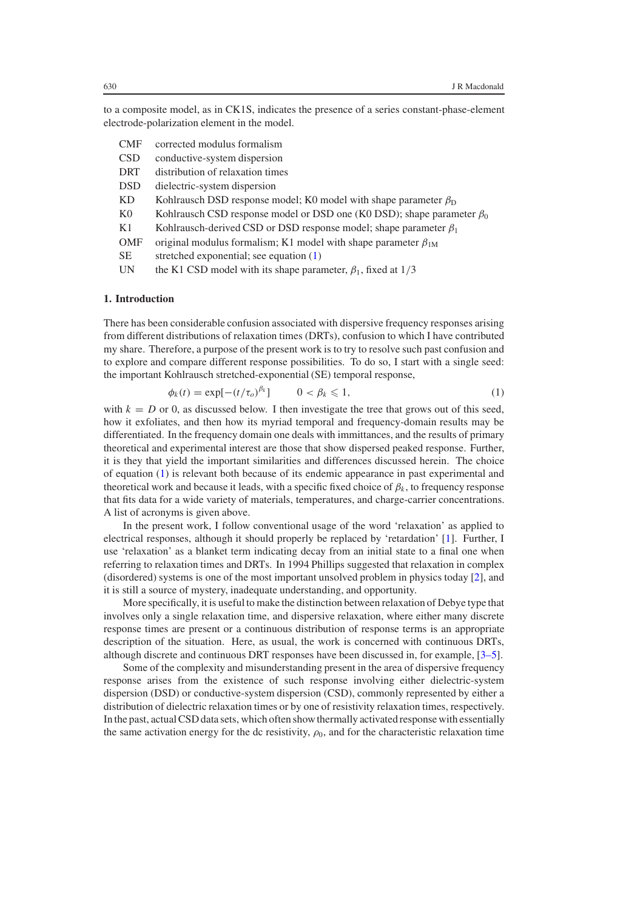to a composite model, as in CK1S, indicates the presence of a series constant-phase-element electrode-polarization element in the model.

| | |
|---|---|
| CMF | corrected modulus formalism |
| CSD | conductive-system dispersion |
| DRT | distribution of relaxation times |
| DSD | dielectric-system dispersion |
| KD | Kohlrausch DSD response model; K0 model with shape parameter $\beta_D$ |
| K0 | Kohlrausch CSD response model or DSD one (K0 DSD); shape parameter $\beta_0$ |
| K1 | Kohlrausch-derived CSD or DSD response model; shape parameter $\beta_1$ |
| OMF | original modulus formalism; K1 model with shape parameter $\beta_{1M}$ |
| SE | stretched exponential; see equation (1) |
| UN | the K1 CSD model with its shape parameter, $\beta_1$, fixed at 1/3 |

## 1. Introduction

There has been considerable confusion associated with dispersive frequency responses arising from different distributions of relaxation times (DRTs), confusion to which I have contributed my share. Therefore, a purpose of the present work is to try to resolve such past confusion and to explore and compare different response possibilities. To do so, I start with a single seed: the important Kohlrausch stretched-exponential (SE) temporal response,

$$\phi_k(t) = \exp[-(t/\tau_o)^{\beta_k}] \qquad 0 < \beta_k \leqslant 1, \tag{1}$$

with $k = D$ or 0, as discussed below. I then investigate the tree that grows out of this seed, how it exfoliates, and then how its myriad temporal and frequency-domain results may be differentiated. In the frequency domain one deals with immittances, and the results of primary theoretical and experimental interest are those that show dispersed peaked response. Further, it is they that yield the important similarities and differences discussed herein. The choice of equation (1) is relevant both because of its endemic appearance in past experimental and theoretical work and because it leads, with a specific fixed choice of $\beta_k$, to frequency response that fits data for a wide variety of materials, temperatures, and charge-carrier concentrations. A list of acronyms is given above.

In the present work, I follow conventional usage of the word 'relaxation' as applied to electrical responses, although it should properly be replaced by 'retardation' [1]. Further, I use 'relaxation' as a blanket term indicating decay from an initial state to a final one when referring to relaxation times and DRTs. In 1994 Phillips suggested that relaxation in complex (disordered) systems is one of the most important unsolved problem in physics today [2], and it is still a source of mystery, inadequate understanding, and opportunity.

More specifically, it is useful to make the distinction between relaxation of Debye type that involves only a single relaxation time, and dispersive relaxation, where either many discrete response times are present or a continuous distribution of response terms is an appropriate description of the situation. Here, as usual, the work is concerned with continuous DRTs, although discrete and continuous DRT responses have been discussed in, for example, [3–5].

Some of the complexity and misunderstanding present in the area of dispersive frequency response arises from the existence of such response involving either dielectric-system dispersion (DSD) or conductive-system dispersion (CSD), commonly represented by either a distribution of dielectric relaxation times or by one of resistivity relaxation times, respectively. In the past, actual CSD data sets, which often show thermally activated response with essentially the same activation energy for the dc resistivity, $\rho_0$, and for the characteristic relaxation time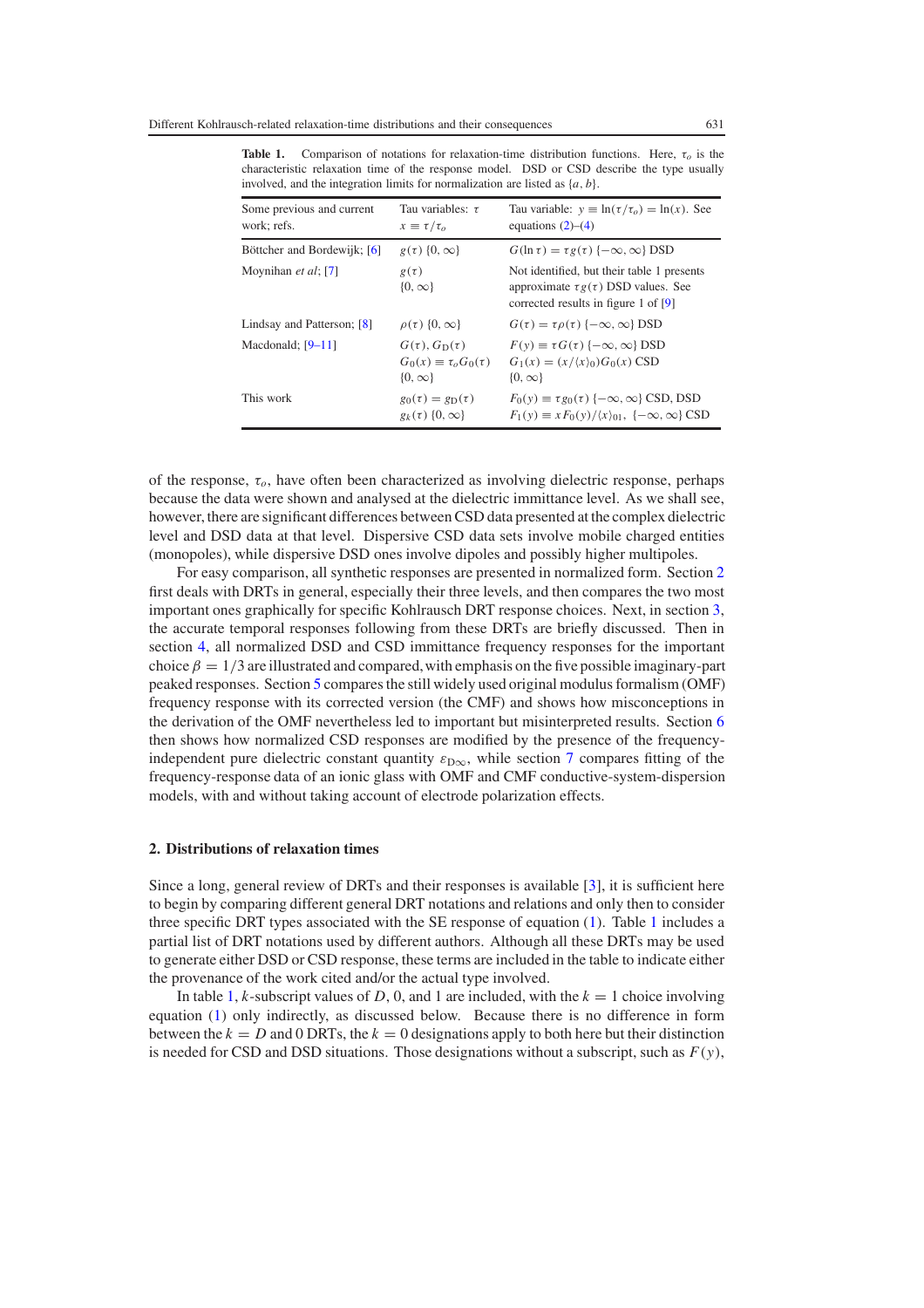**Table 1.** Comparison of notations for relaxation-time distribution functions. Here, $\tau_o$ is the characteristic relaxation time of the response model. DSD or CSD describe the type usually involved, and the integration limits for normalization are listed as $\{a, b\}$.

| Some previous and current work; refs. | Tau variables: $\tau$ $x \equiv \tau/\tau_o$ | Tau variable: $y \equiv \ln(\tau/\tau_o) = \ln(x)$. See equations (2)–(4) |
|---|---|---|
| Böttcher and Bordewijk; [6] | $g(\tau)$ $\{0, \infty\}$ | $G(\ln\tau) = \tau g(\tau)$ $\{-\infty, \infty\}$ DSD |
| Moynihan *et al*; [7] | $g(\tau)$ $\{0, \infty\}$ | Not identified, but their table 1 presents approximate $\tau g(\tau)$ DSD values. See corrected results in figure 1 of [9] |
| Lindsay and Patterson; [8] | $\rho(\tau)$ $\{0, \infty\}$ | $G(\tau) = \tau\rho(\tau)$ $\{-\infty, \infty\}$ DSD |
| Macdonald; [9–11] | $G(\tau), G_{\mathrm{D}}(\tau)$ $G_0(x) \equiv \tau_o G_0(\tau)$ $\{0, \infty\}$ | $F(y) \equiv \tau G(\tau)$ $\{-\infty, \infty\}$ DSD $G_1(x) = (x/\langle x\rangle_0)G_0(x)$ CSD $\{0, \infty\}$ |
| This work | $g_0(\tau) = g_{\mathrm{D}}(\tau)$ $g_k(\tau)$ $\{0, \infty\}$ | $F_0(y) \equiv \tau g_0(\tau)$ $\{-\infty, \infty\}$ CSD, DSD $F_1(y) \equiv xF_0(y)/\langle x\rangle_{01}$, $\{-\infty, \infty\}$ CSD |

of the response, $\tau_o$, have often been characterized as involving dielectric response, perhaps because the data were shown and analysed at the dielectric immittance level. As we shall see, however, there are significant differences between CSD data presented at the complex dielectric level and DSD data at that level. Dispersive CSD data sets involve mobile charged entities (monopoles), while dispersive DSD ones involve dipoles and possibly higher multipoles.

For easy comparison, all synthetic responses are presented in normalized form. Section 2 first deals with DRTs in general, especially their three levels, and then compares the two most important ones graphically for specific Kohlrausch DRT response choices. Next, in section 3, the accurate temporal responses following from these DRTs are briefly discussed. Then in section 4, all normalized DSD and CSD immittance frequency responses for the important choice $\beta = 1/3$ are illustrated and compared, with emphasis on the five possible imaginary-part peaked responses. Section 5 compares the still widely used original modulus formalism (OMF) frequency response with its corrected version (the CMF) and shows how misconceptions in the derivation of the OMF nevertheless led to important but misinterpreted results. Section 6 then shows how normalized CSD responses are modified by the presence of the frequency-independent pure dielectric constant quantity $\varepsilon_{\mathrm{D}\infty}$, while section 7 compares fitting of the frequency-response data of an ionic glass with OMF and CMF conductive-system-dispersion models, with and without taking account of electrode polarization effects.

## 2. Distributions of relaxation times

Since a long, general review of DRTs and their responses is available [3], it is sufficient here to begin by comparing different general DRT notations and relations and only then to consider three specific DRT types associated with the SE response of equation (1). Table 1 includes a partial list of DRT notations used by different authors. Although all these DRTs may be used to generate either DSD or CSD response, these terms are included in the table to indicate either the provenance of the work cited and/or the actual type involved.

In table 1, $k$-subscript values of $D$, 0, and 1 are included, with the $k = 1$ choice involving equation (1) only indirectly, as discussed below. Because there is no difference in form between the $k = D$ and 0 DRTs, the $k = 0$ designations apply to both here but their distinction is needed for CSD and DSD situations. Those designations without a subscript, such as $F(y)$,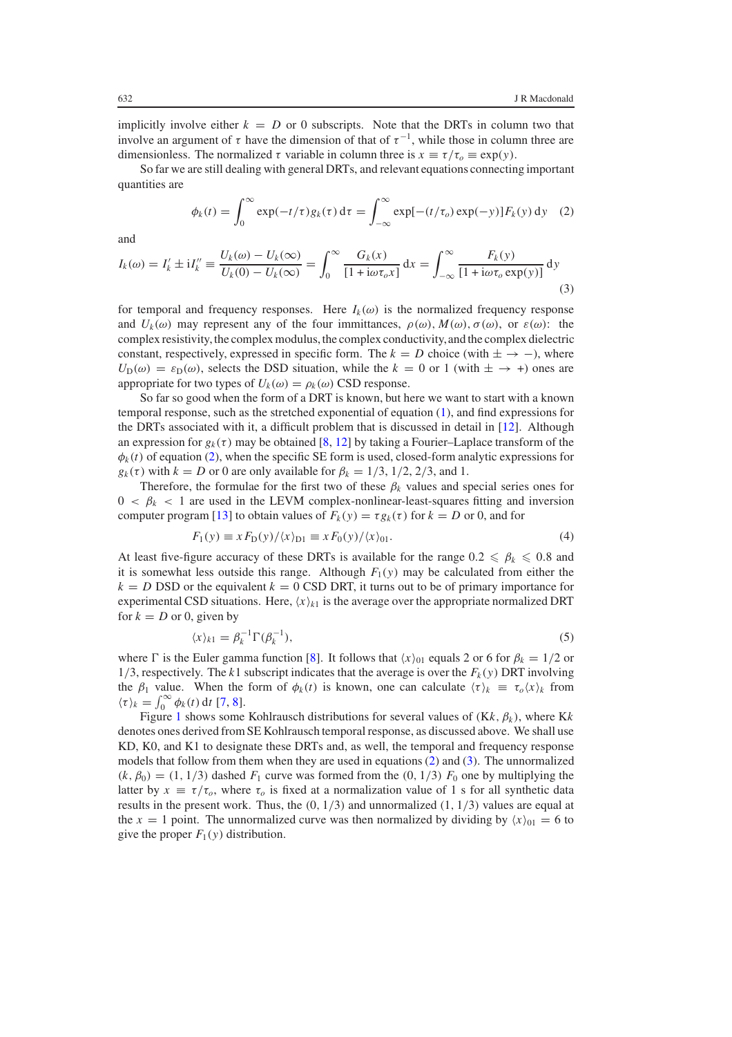implicitly involve either $k = D$ or 0 subscripts. Note that the DRTs in column two that involve an argument of $\tau$ have the dimension of that of $\tau^{-1}$, while those in column three are dimensionless. The normalized $\tau$ variable in column three is $x \equiv \tau/\tau_o \equiv \exp(y)$.

So far we are still dealing with general DRTs, and relevant equations connecting important quantities are

$$\phi_k(t) = \int_0^\infty \exp(-t/\tau) g_k(\tau)\,\mathrm{d}\tau = \int_{-\infty}^\infty \exp[-(t/\tau_o)\exp(-y)] F_k(y)\,\mathrm{d}y \quad (2)$$

and

$$I_k(\omega) = I'_k \pm \mathrm{i}I''_k \equiv \frac{U_k(\omega) - U_k(\infty)}{U_k(0) - U_k(\infty)} = \int_0^\infty \frac{G_k(x)}{[1 + \mathrm{i}\omega\tau_o x]}\,\mathrm{d}x = \int_{-\infty}^\infty \frac{F_k(y)}{[1 + \mathrm{i}\omega\tau_o \exp(y)]}\,\mathrm{d}y \quad (3)$$

for temporal and frequency responses. Here $I_k(\omega)$ is the normalized frequency response and $U_k(\omega)$ may represent any of the four immittances, $\rho(\omega), M(\omega), \sigma(\omega)$, or $\varepsilon(\omega)$: the complex resistivity, the complex modulus, the complex conductivity, and the complex dielectric constant, respectively, expressed in specific form. The $k = D$ choice (with $\pm \to -$), where $U_\mathrm{D}(\omega) = \varepsilon_\mathrm{D}(\omega)$, selects the DSD situation, while the $k = 0$ or 1 (with $\pm \to +$) ones are appropriate for two types of $U_k(\omega) = \rho_k(\omega)$ CSD response.

So far so good when the form of a DRT is known, but here we want to start with a known temporal response, such as the stretched exponential of equation (1), and find expressions for the DRTs associated with it, a difficult problem that is discussed in detail in [12]. Although an expression for $g_k(\tau)$ may be obtained [8, 12] by taking a Fourier–Laplace transform of the $\phi_k(t)$ of equation (2), when the specific SE form is used, closed-form analytic expressions for $g_k(\tau)$ with $k = D$ or 0 are only available for $\beta_k = 1/3, 1/2, 2/3$, and 1.

Therefore, the formulae for the first two of these $\beta_k$ values and special series ones for $0 < \beta_k < 1$ are used in the LEVM complex-nonlinear-least-squares fitting and inversion computer program [13] to obtain values of $F_k(y) = \tau g_k(\tau)$ for $k = D$ or 0, and for

$$F_1(y) \equiv x F_\mathrm{D}(y)/\langle x\rangle_{\mathrm{D}1} \equiv x F_0(y)/\langle x\rangle_{01}. \quad (4)$$

At least five-figure accuracy of these DRTs is available for the range $0.2 \leqslant \beta_k \leqslant 0.8$ and it is somewhat less outside this range. Although $F_1(y)$ may be calculated from either the $k = D$ DSD or the equivalent $k = 0$ CSD DRT, it turns out to be of primary importance for experimental CSD situations. Here, $\langle x\rangle_{k1}$ is the average over the appropriate normalized DRT for $k = D$ or 0, given by

$$\langle x\rangle_{k1} = \beta_k^{-1}\Gamma(\beta_k^{-1}), \quad (5)$$

where $\Gamma$ is the Euler gamma function [8]. It follows that $\langle x\rangle_{01}$ equals 2 or 6 for $\beta_k = 1/2$ or $1/3$, respectively. The $k1$ subscript indicates that the average is over the $F_k(y)$ DRT involving the $\beta_1$ value. When the form of $\phi_k(t)$ is known, one can calculate $\langle\tau\rangle_k \equiv \tau_o\langle x\rangle_k$ from $\langle\tau\rangle_k = \int_0^\infty \phi_k(t)\,\mathrm{d}t$ [7, 8].

Figure 1 shows some Kohlrausch distributions for several values of (K$k$, $\beta_k$), where K$k$ denotes ones derived from SE Kohlrausch temporal response, as discussed above. We shall use KD, K0, and K1 to designate these DRTs and, as well, the temporal and frequency response models that follow from them when they are used in equations (2) and (3). The unnormalized $(k, \beta_0) = (1, 1/3)$ dashed $F_1$ curve was formed from the $(0, 1/3)$ $F_0$ one by multiplying the latter by $x \equiv \tau/\tau_o$, where $\tau_o$ is fixed at a normalization value of 1 s for all synthetic data results in the present work. Thus, the $(0, 1/3)$ and unnormalized $(1, 1/3)$ values are equal at the $x = 1$ point. The unnormalized curve was then normalized by dividing by $\langle x\rangle_{01} = 6$ to give the proper $F_1(y)$ distribution.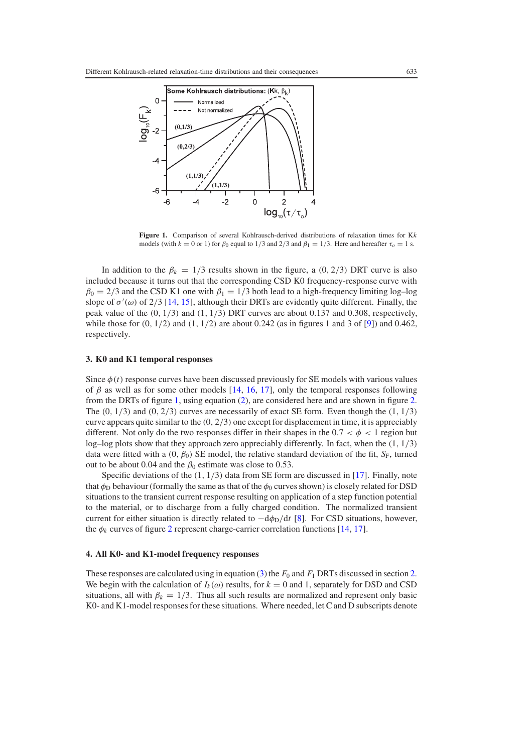**Figure 1.** Comparison of several Kohlrausch-derived distributions of relaxation times for K$k$ models (with $k = 0$ or 1) for $\beta_0$ equal to 1/3 and 2/3 and $\beta_1 = 1/3$. Here and hereafter $\tau_o = 1$ s.

In addition to the $\beta_k = 1/3$ results shown in the figure, a $(0, 2/3)$ DRT curve is also included because it turns out that the corresponding CSD K0 frequency-response curve with $\beta_0 = 2/3$ and the CSD K1 one with $\beta_1 = 1/3$ both lead to a high-frequency limiting log–log slope of $\sigma'(\omega)$ of 2/3 [14, 15], although their DRTs are evidently quite different. Finally, the peak value of the $(0, 1/3)$ and $(1, 1/3)$ DRT curves are about 0.137 and 0.308, respectively, while those for $(0, 1/2)$ and $(1, 1/2)$ are about 0.242 (as in figures 1 and 3 of [9]) and 0.462, respectively.

### 3. K0 and K1 temporal responses

Since $\phi(t)$ response curves have been discussed previously for SE models with various values of $\beta$ as well as for some other models [14, 16, 17], only the temporal responses following from the DRTs of figure 1, using equation (2), are considered here and are shown in figure 2. The $(0, 1/3)$ and $(0, 2/3)$ curves are necessarily of exact SE form. Even though the $(1, 1/3)$ curve appears quite similar to the $(0, 2/3)$ one except for displacement in time, it is appreciably different. Not only do the two responses differ in their shapes in the $0.7 < \phi < 1$ region but log–log plots show that they approach zero appreciably differently. In fact, when the $(1, 1/3)$ data were fitted with a $(0, \beta_0)$ SE model, the relative standard deviation of the fit, $S_F$, turned out to be about 0.04 and the $\beta_0$ estimate was close to 0.53.

Specific deviations of the $(1, 1/3)$ data from SE form are discussed in [17]. Finally, note that $\phi_D$ behaviour (formally the same as that of the $\phi_0$ curves shown) is closely related for DSD situations to the transient current response resulting on application of a step function potential to the material, or to discharge from a fully charged condition. The normalized transient current for either situation is directly related to $-d\phi_D/dt$ [8]. For CSD situations, however, the $\phi_k$ curves of figure 2 represent charge-carrier correlation functions [14, 17].

### 4. All K0- and K1-model frequency responses

These responses are calculated using in equation (3) the $F_0$ and $F_1$ DRTs discussed in section 2. We begin with the calculation of $I_k(\omega)$ results, for $k = 0$ and 1, separately for DSD and CSD situations, all with $\beta_k = 1/3$. Thus all such results are normalized and represent only basic K0- and K1-model responses for these situations. Where needed, let C and D subscripts denote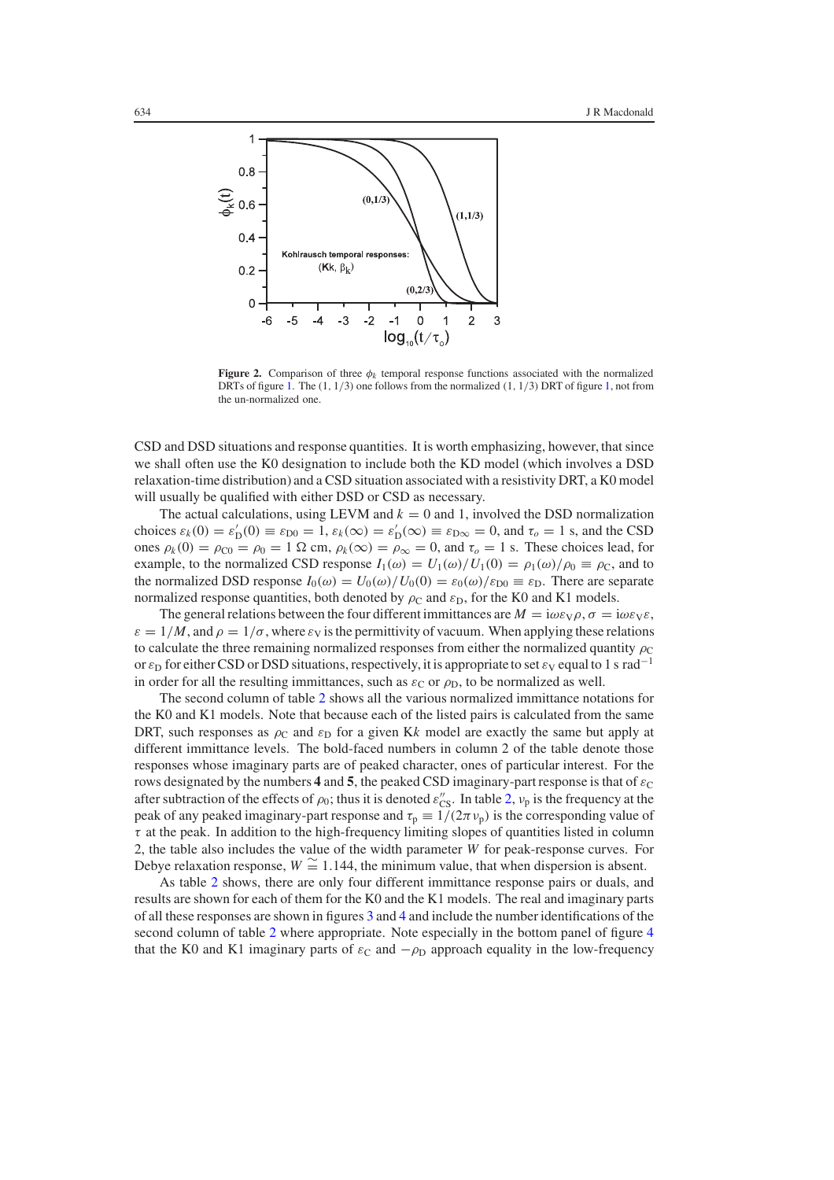**Figure 2.** Comparison of three $\phi_k$ temporal response functions associated with the normalized DRTs of figure 1. The $(1, 1/3)$ one follows from the normalized $(1, 1/3)$ DRT of figure 1, not from the un-normalized one.

CSD and DSD situations and response quantities. It is worth emphasizing, however, that since we shall often use the K0 designation to include both the KD model (which involves a DSD relaxation-time distribution) and a CSD situation associated with a resistivity DRT, a K0 model will usually be qualified with either DSD or CSD as necessary.

The actual calculations, using LEVM and $k = 0$ and 1, involved the DSD normalization choices $\varepsilon_k(0) = \varepsilon'_{\mathrm{D}}(0) \equiv \varepsilon_{\mathrm{D0}} = 1$, $\varepsilon_k(\infty) = \varepsilon'_{\mathrm{D}}(\infty) \equiv \varepsilon_{\mathrm{D}\infty} = 0$, and $\tau_o = 1$ s, and the CSD ones $\rho_k(0) = \rho_{\mathrm{C0}} = \rho_0 = 1\ \Omega$ cm, $\rho_k(\infty) = \rho_\infty = 0$, and $\tau_o = 1$ s. These choices lead, for example, to the normalized CSD response $I_1(\omega) = U_1(\omega)/U_1(0) = \rho_1(\omega)/\rho_0 \equiv \rho_{\mathrm{C}}$, and to the normalized DSD response $I_0(\omega) = U_0(\omega)/U_0(0) = \varepsilon_0(\omega)/\varepsilon_{\mathrm{D0}} \equiv \varepsilon_{\mathrm{D}}$. There are separate normalized response quantities, both denoted by $\rho_{\mathrm{C}}$ and $\varepsilon_{\mathrm{D}}$, for the K0 and K1 models.

The general relations between the four different immittances are $M = \mathrm{i}\omega\varepsilon_{\mathrm{V}}\rho$, $\sigma = \mathrm{i}\omega\varepsilon_{\mathrm{V}}\varepsilon$, $\varepsilon = 1/M$, and $\rho = 1/\sigma$, where $\varepsilon_{\mathrm{V}}$ is the permittivity of vacuum. When applying these relations to calculate the three remaining normalized responses from either the normalized quantity $\rho_{\mathrm{C}}$ or $\varepsilon_{\mathrm{D}}$ for either CSD or DSD situations, respectively, it is appropriate to set $\varepsilon_{\mathrm{V}}$ equal to 1 s rad$^{-1}$ in order for all the resulting immittances, such as $\varepsilon_{\mathrm{C}}$ or $\rho_{\mathrm{D}}$, to be normalized as well.

The second column of table 2 shows all the various normalized immittance notations for the K0 and K1 models. Note that because each of the listed pairs is calculated from the same DRT, such responses as $\rho_{\mathrm{C}}$ and $\varepsilon_{\mathrm{D}}$ for a given K$k$ model are exactly the same but apply at different immittance levels. The bold-faced numbers in column 2 of the table denote those responses whose imaginary parts are of peaked character, ones of particular interest. For the rows designated by the numbers **4** and **5**, the peaked CSD imaginary-part response is that of $\varepsilon_{\mathrm{C}}$ after subtraction of the effects of $\rho_0$; thus it is denoted $\varepsilon''_{\mathrm{CS}}$. In table 2, $\nu_{\mathrm{p}}$ is the frequency at the peak of any peaked imaginary-part response and $\tau_{\mathrm{p}} \equiv 1/(2\pi\nu_{\mathrm{p}})$ is the corresponding value of $\tau$ at the peak. In addition to the high-frequency limiting slopes of quantities listed in column 2, the table also includes the value of the width parameter $W$ for peak-response curves. For Debye relaxation response, $W \cong 1.144$, the minimum value, that when dispersion is absent.

As table 2 shows, there are only four different immittance response pairs or duals, and results are shown for each of them for the K0 and the K1 models. The real and imaginary parts of all these responses are shown in figures 3 and 4 and include the number identifications of the second column of table 2 where appropriate. Note especially in the bottom panel of figure 4 that the K0 and K1 imaginary parts of $\varepsilon_{\mathrm{C}}$ and $-\rho_{\mathrm{D}}$ approach equality in the low-frequency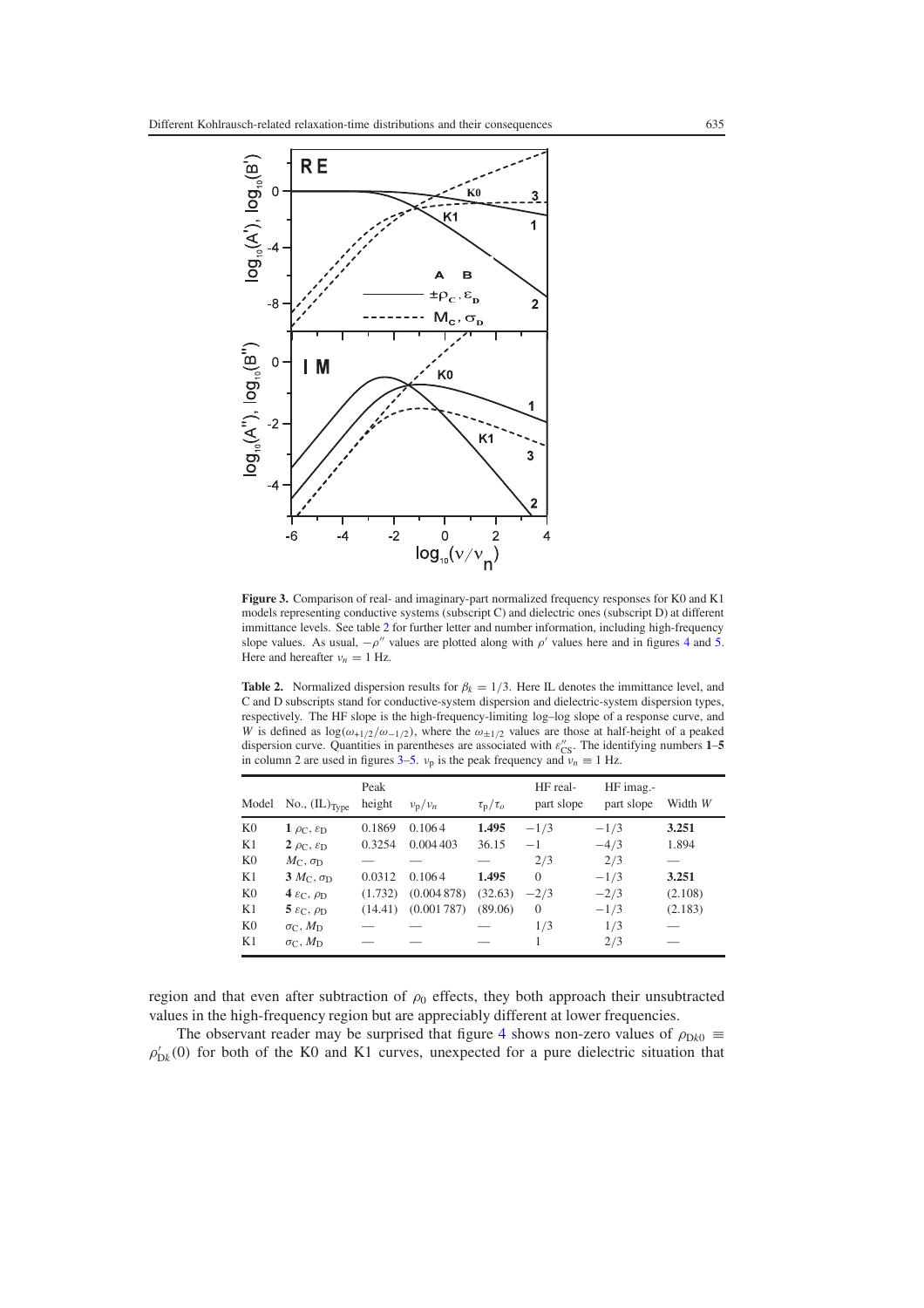**Figure 3.** Comparison of real- and imaginary-part normalized frequency responses for K0 and K1 models representing conductive systems (subscript C) and dielectric ones (subscript D) at different immittance levels. See table 2 for further letter and number information, including high-frequency slope values. As usual, $-\rho''$ values are plotted along with $\rho'$ values here and in figures 4 and 5. Here and hereafter $\nu_n = 1$ Hz.

**Table 2.** Normalized dispersion results for $\beta_k = 1/3$. Here IL denotes the immittance level, and C and D subscripts stand for conductive-system dispersion and dielectric-system dispersion types, respectively. The HF slope is the high-frequency-limiting log–log slope of a response curve, and $W$ is defined as $\log(\omega_{+1/2}/\omega_{-1/2})$, where the $\omega_{\pm 1/2}$ values are those at half-height of a peaked dispersion curve. Quantities in parentheses are associated with $\varepsilon''_{\mathrm{CS}}$. The identifying numbers **1**–**5** in column 2 are used in figures 3–5. $\nu_{\mathrm{p}}$ is the peak frequency and $\nu_n \equiv 1$ Hz.

| Model | No., $(\mathrm{IL})_{\mathrm{Type}}$ | Peak height | $\nu_{\mathrm{p}}/\nu_n$ | $\tau_{\mathrm{p}}/\tau_o$ | HF real-part slope | HF imag.-part slope | Width $W$ |
|---|---|---|---|---|---|---|---|
| K0 | **1** $\rho_{\mathrm{C}}, \varepsilon_{\mathrm{D}}$ | 0.1869 | 0.1064 | **1.495** | $-1/3$ | $-1/3$ | **3.251** |
| K1 | **2** $\rho_{\mathrm{C}}, \varepsilon_{\mathrm{D}}$ | 0.3254 | 0.004 403 | 36.15 | $-1$ | $-4/3$ | 1.894 |
| K0 | $M_{\mathrm{C}}, \sigma_{\mathrm{D}}$ | — | — | — | 2/3 | 2/3 | — |
| K1 | **3** $M_{\mathrm{C}}, \sigma_{\mathrm{D}}$ | 0.0312 | 0.1064 | **1.495** | 0 | $-1/3$ | **3.251** |
| K0 | **4** $\varepsilon_{\mathrm{C}}, \rho_{\mathrm{D}}$ | (1.732) | (0.004 878) | (32.63) | $-2/3$ | $-2/3$ | (2.108) |
| K1 | **5** $\varepsilon_{\mathrm{C}}, \rho_{\mathrm{D}}$ | (14.41) | (0.001 787) | (89.06) | 0 | $-1/3$ | (2.183) |
| K0 | $\sigma_{\mathrm{C}}, M_{\mathrm{D}}$ | — | — | — | 1/3 | 1/3 | — |
| K1 | $\sigma_{\mathrm{C}}, M_{\mathrm{D}}$ | — | — | — | 1 | 2/3 | — |

region and that even after subtraction of $\rho_0$ effects, they both approach their unsubtracted values in the high-frequency region but are appreciably different at lower frequencies.

The observant reader may be surprised that figure 4 shows non-zero values of $\rho_{\mathrm{D}k0} \equiv \rho'_{\mathrm{D}k}(0)$ for both of the K0 and K1 curves, unexpected for a pure dielectric situation that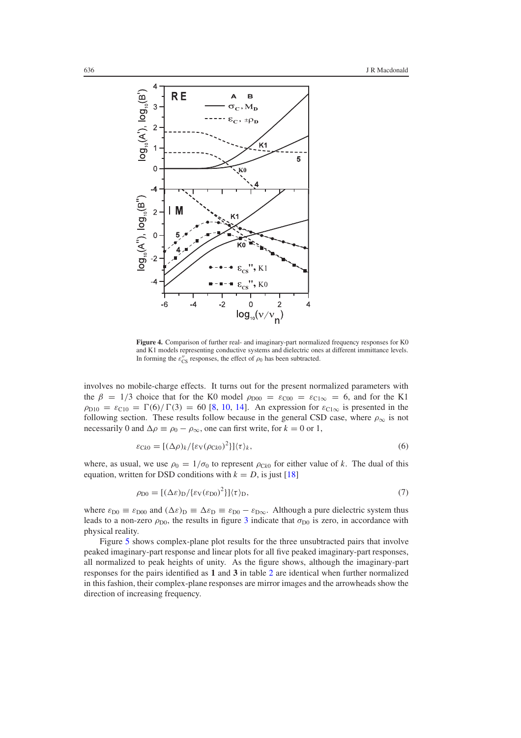**Figure 4.** Comparison of further real- and imaginary-part normalized frequency responses for K0 and K1 models representing conductive systems and dielectric ones at different immittance levels. In forming the $\varepsilon''_{CS}$ responses, the effect of $\rho_0$ has been subtracted.

involves no mobile-charge effects. It turns out for the present normalized parameters with the $\beta = 1/3$ choice that for the K0 model $\rho_{D00} = \varepsilon_{C00} = \varepsilon_{C1\infty} = 6$, and for the K1 $\rho_{D10} = \varepsilon_{C10} = \Gamma(6)/\Gamma(3) = 60$ [8, 10, 14]. An expression for $\varepsilon_{C1\infty}$ is presented in the following section. These results follow because in the general CSD case, where $\rho_\infty$ is not necessarily 0 and $\Delta\rho \equiv \rho_0 - \rho_\infty$, one can first write, for $k = 0$ or 1,

$$\varepsilon_{Ck0} = [(\Delta\rho)_k/\{\varepsilon_V(\rho_{Ck0})^2\}]\langle\tau\rangle_k, \tag{6}$$

where, as usual, we use $\rho_0 = 1/\sigma_0$ to represent $\rho_{Ck0}$ for either value of $k$. The dual of this equation, written for DSD conditions with $k = D$, is just [18]

$$\rho_{D0} = [(\Delta\varepsilon)_D/\{\varepsilon_V(\varepsilon_{D0})^2\}]\langle\tau\rangle_D, \tag{7}$$

where $\varepsilon_{D0} \equiv \varepsilon_{D00}$ and $(\Delta\varepsilon)_D \equiv \Delta\varepsilon_D \equiv \varepsilon_{D0} - \varepsilon_{D\infty}$. Although a pure dielectric system thus leads to a non-zero $\rho_{D0}$, the results in figure 3 indicate that $\sigma_{D0}$ is zero, in accordance with physical reality.

Figure 5 shows complex-plane plot results for the three unsubtracted pairs that involve peaked imaginary-part response and linear plots for all five peaked imaginary-part responses, all normalized to peak heights of unity. As the figure shows, although the imaginary-part responses for the pairs identified as **1** and **3** in table 2 are identical when further normalized in this fashion, their complex-plane responses are mirror images and the arrowheads show the direction of increasing frequency.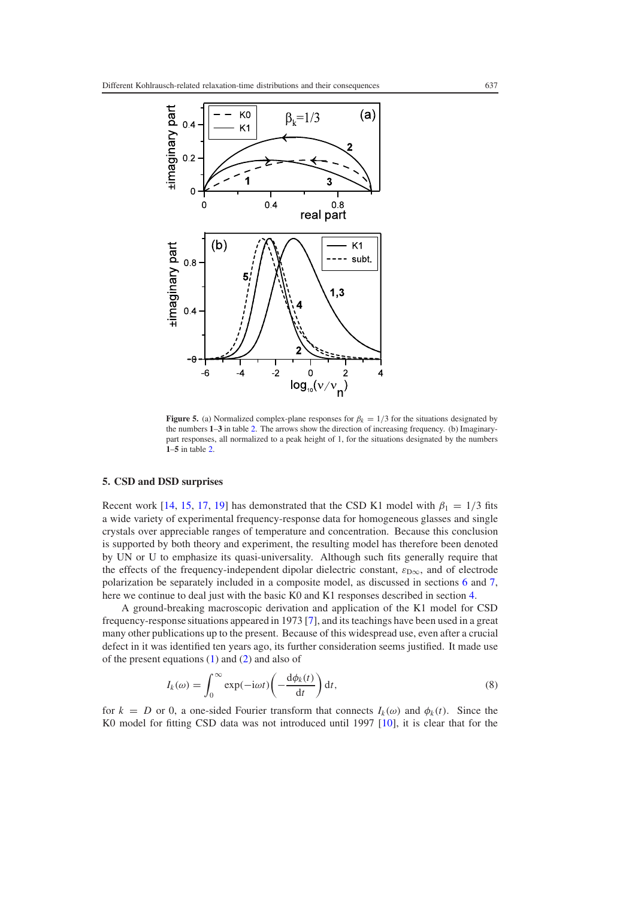**Figure 5.** (a) Normalized complex-plane responses for $\beta_k = 1/3$ for the situations designated by the numbers **1**–**3** in table 2. The arrows show the direction of increasing frequency. (b) Imaginary-part responses, all normalized to a peak height of 1, for the situations designated by the numbers **1**–**5** in table 2.

## 5. CSD and DSD surprises

Recent work [14, 15, 17, 19] has demonstrated that the CSD K1 model with $\beta_1 = 1/3$ fits a wide variety of experimental frequency-response data for homogeneous glasses and single crystals over appreciable ranges of temperature and concentration. Because this conclusion is supported by both theory and experiment, the resulting model has therefore been denoted by UN or U to emphasize its quasi-universality. Although such fits generally require that the effects of the frequency-independent dipolar dielectric constant, $\varepsilon_{D\infty}$, and of electrode polarization be separately included in a composite model, as discussed in sections 6 and 7, here we continue to deal just with the basic K0 and K1 responses described in section 4.

A ground-breaking macroscopic derivation and application of the K1 model for CSD frequency-response situations appeared in 1973 [7], and its teachings have been used in a great many other publications up to the present. Because of this widespread use, even after a crucial defect in it was identified ten years ago, its further consideration seems justified. It made use of the present equations (1) and (2) and also of

$$I_k(\omega) = \int_0^\infty \exp(-i\omega t)\left(-\frac{d\phi_k(t)}{dt}\right) dt, \tag{8}$$

for $k = D$ or 0, a one-sided Fourier transform that connects $I_k(\omega)$ and $\phi_k(t)$. Since the K0 model for fitting CSD data was not introduced until 1997 [10], it is clear that for the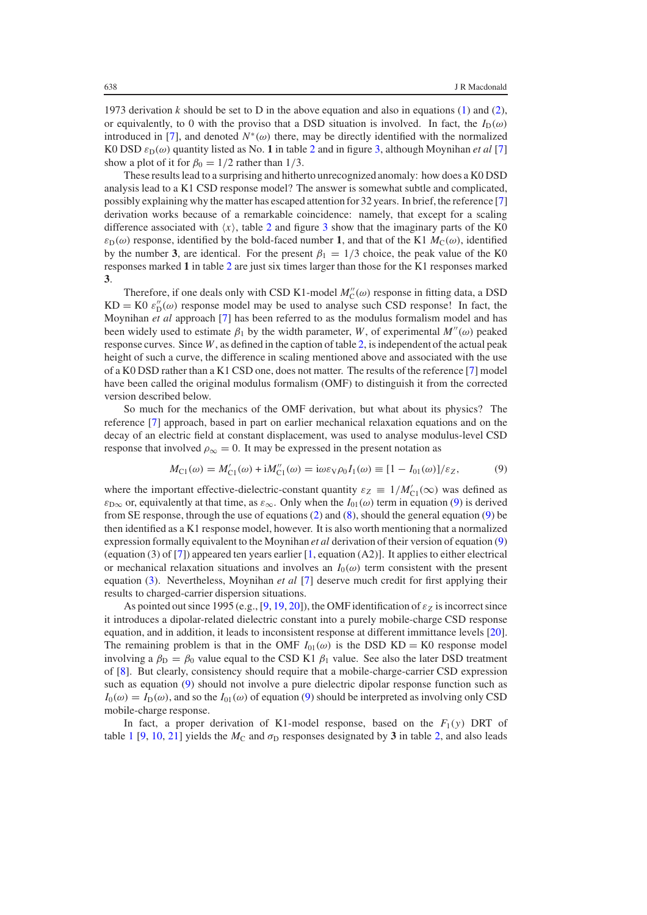1973 derivation $k$ should be set to D in the above equation and also in equations (1) and (2), or equivalently, to 0 with the proviso that a DSD situation is involved. In fact, the $I_{\rm D}(\omega)$ introduced in [7], and denoted $N^{*}(\omega)$ there, may be directly identified with the normalized K0 DSD $\varepsilon_{\rm D}(\omega)$ quantity listed as No. **1** in table 2 and in figure 3, although Moynihan *et al* [7] show a plot of it for $\beta_0 = 1/2$ rather than $1/3$.

These results lead to a surprising and hitherto unrecognized anomaly: how does a K0 DSD analysis lead to a K1 CSD response model? The answer is somewhat subtle and complicated, possibly explaining why the matter has escaped attention for 32 years. In brief, the reference [7] derivation works because of a remarkable coincidence: namely, that except for a scaling difference associated with $\langle x \rangle$, table 2 and figure 3 show that the imaginary parts of the K0 $\varepsilon_{\rm D}(\omega)$ response, identified by the bold-faced number **1**, and that of the K1 $M_{\rm C}(\omega)$, identified by the number **3**, are identical. For the present $\beta_1 = 1/3$ choice, the peak value of the K0 responses marked **1** in table 2 are just six times larger than those for the K1 responses marked **3**.

Therefore, if one deals only with CSD K1-model $M''_{\rm C}(\omega)$ response in fitting data, a DSD KD = K0 $\varepsilon''_{\rm D}(\omega)$ response model may be used to analyse such CSD response! In fact, the Moynihan *et al* approach [7] has been referred to as the modulus formalism model and has been widely used to estimate $\beta_1$ by the width parameter, $W$, of experimental $M''(\omega)$ peaked response curves. Since $W$, as defined in the caption of table 2, is independent of the actual peak height of such a curve, the difference in scaling mentioned above and associated with the use of a K0 DSD rather than a K1 CSD one, does not matter. The results of the reference [7] model have been called the original modulus formalism (OMF) to distinguish it from the corrected version described below.

So much for the mechanics of the OMF derivation, but what about its physics? The reference [7] approach, based in part on earlier mechanical relaxation equations and on the decay of an electric field at constant displacement, was used to analyse modulus-level CSD response that involved $\rho_\infty = 0$. It may be expressed in the present notation as

$$M_{\rm C1}(\omega) = M'_{\rm C1}(\omega) + {\rm i}M''_{\rm C1}(\omega) = {\rm i}\omega\varepsilon_{\rm V}\rho_0 I_1(\omega) \equiv [1 - I_{01}(\omega)]/\varepsilon_Z, \tag{9}$$

where the important effective-dielectric-constant quantity $\varepsilon_Z \equiv 1/M'_{\rm C1}(\infty)$ was defined as $\varepsilon_{\rm D\infty}$ or, equivalently at that time, as $\varepsilon_\infty$. Only when the $I_{01}(\omega)$ term in equation (9) is derived from SE response, through the use of equations (2) and (8), should the general equation (9) be then identified as a K1 response model, however. It is also worth mentioning that a normalized expression formally equivalent to the Moynihan *et al* derivation of their version of equation (9) (equation (3) of [7]) appeared ten years earlier [1, equation (A2)]. It applies to either electrical or mechanical relaxation situations and involves an $I_0(\omega)$ term consistent with the present equation (3). Nevertheless, Moynihan *et al* [7] deserve much credit for first applying their results to charged-carrier dispersion situations.

As pointed out since 1995 (e.g., [9, 19, 20]), the OMF identification of $\varepsilon_Z$ is incorrect since it introduces a dipolar-related dielectric constant into a purely mobile-charge CSD response equation, and in addition, it leads to inconsistent response at different immittance levels [20]. The remaining problem is that in the OMF $I_{01}(\omega)$ is the DSD KD = K0 response model involving a $\beta_{\rm D} = \beta_0$ value equal to the CSD K1 $\beta_1$ value. See also the later DSD treatment of [8]. But clearly, consistency should require that a mobile-charge-carrier CSD expression such as equation (9) should not involve a pure dielectric dipolar response function such as $I_0(\omega) = I_{\rm D}(\omega)$, and so the $I_{01}(\omega)$ of equation (9) should be interpreted as involving only CSD mobile-charge response.

In fact, a proper derivation of K1-model response, based on the $F_1(y)$ DRT of table 1 [9, 10, 21] yields the $M_{\rm C}$ and $\sigma_{\rm D}$ responses designated by **3** in table 2, and also leads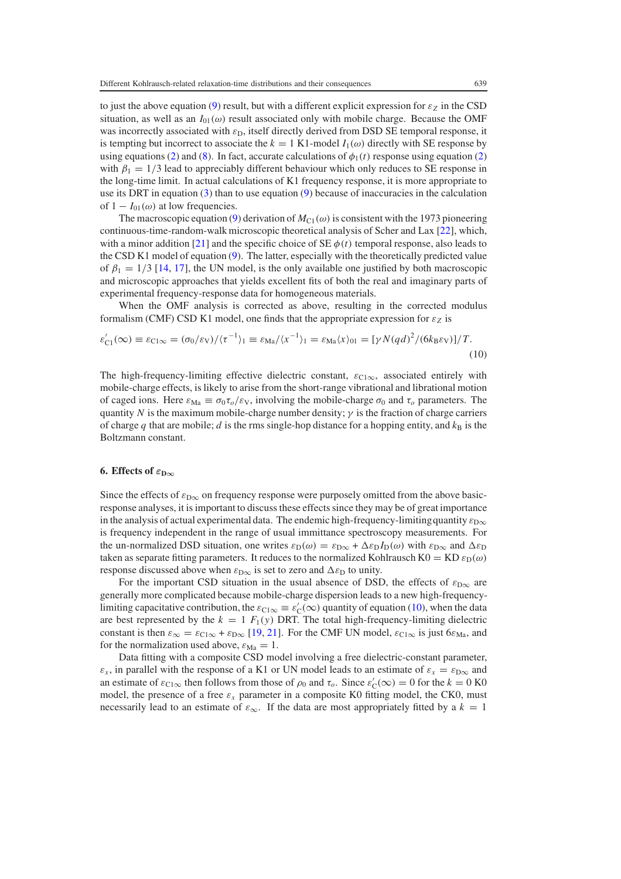to just the above equation (9) result, but with a different explicit expression for $\varepsilon_Z$ in the CSD situation, as well as an $I_{01}(\omega)$ result associated only with mobile charge. Because the OMF was incorrectly associated with $\varepsilon_D$, itself directly derived from DSD SE temporal response, it is tempting but incorrect to associate the $k = 1$ K1-model $I_1(\omega)$ directly with SE response by using equations (2) and (8). In fact, accurate calculations of $\phi_1(t)$ response using equation (2) with $\beta_1 = 1/3$ lead to appreciably different behaviour which only reduces to SE response in the long-time limit. In actual calculations of K1 frequency response, it is more appropriate to use its DRT in equation (3) than to use equation (9) because of inaccuracies in the calculation of $1 - I_{01}(\omega)$ at low frequencies.

The macroscopic equation (9) derivation of $M_{C1}(\omega)$ is consistent with the 1973 pioneering continuous-time-random-walk microscopic theoretical analysis of Scher and Lax [22], which, with a minor addition [21] and the specific choice of SE $\phi(t)$ temporal response, also leads to the CSD K1 model of equation (9). The latter, especially with the theoretically predicted value of $\beta_1 = 1/3$ [14, 17], the UN model, is the only available one justified by both macroscopic and microscopic approaches that yields excellent fits of both the real and imaginary parts of experimental frequency-response data for homogeneous materials.

When the OMF analysis is corrected as above, resulting in the corrected modulus formalism (CMF) CSD K1 model, one finds that the appropriate expression for $\varepsilon_Z$ is

$$\varepsilon'_{C1}(\infty) \equiv \varepsilon_{C1\infty} = (\sigma_0/\varepsilon_V)/\langle\tau^{-1}\rangle_1 \equiv \varepsilon_{Ma}/\langle x^{-1}\rangle_1 = \varepsilon_{Ma}\langle x\rangle_{01} = [\gamma N(qd)^2/(6k_B\varepsilon_V)]/T. \tag{10}$$

The high-frequency-limiting effective dielectric constant, $\varepsilon_{C1\infty}$, associated entirely with mobile-charge effects, is likely to arise from the short-range vibrational and librational motion of caged ions. Here $\varepsilon_{Ma} \equiv \sigma_0\tau_o/\varepsilon_V$, involving the mobile-charge $\sigma_0$ and $\tau_o$ parameters. The quantity $N$ is the maximum mobile-charge number density; $\gamma$ is the fraction of charge carriers of charge $q$ that are mobile; $d$ is the rms single-hop distance for a hopping entity, and $k_B$ is the Boltzmann constant.

## 6. Effects of $\varepsilon_{D\infty}$

Since the effects of $\varepsilon_{D\infty}$ on frequency response were purposely omitted from the above basic-response analyses, it is important to discuss these effects since they may be of great importance in the analysis of actual experimental data. The endemic high-frequency-limiting quantity $\varepsilon_{D\infty}$ is frequency independent in the range of usual immittance spectroscopy measurements. For the un-normalized DSD situation, one writes $\varepsilon_D(\omega) = \varepsilon_{D\infty} + \Delta\varepsilon_D I_D(\omega)$ with $\varepsilon_{D\infty}$ and $\Delta\varepsilon_D$ taken as separate fitting parameters. It reduces to the normalized Kohlrausch K0 = KD $\varepsilon_D(\omega)$ response discussed above when $\varepsilon_{D\infty}$ is set to zero and $\Delta\varepsilon_D$ to unity.

For the important CSD situation in the usual absence of DSD, the effects of $\varepsilon_{D\infty}$ are generally more complicated because mobile-charge dispersion leads to a new high-frequency-limiting capacitative contribution, the $\varepsilon_{C1\infty} \equiv \varepsilon'_C(\infty)$ quantity of equation (10), when the data are best represented by the $k = 1$ $F_1(y)$ DRT. The total high-frequency-limiting dielectric constant is then $\varepsilon_\infty = \varepsilon_{C1\infty} + \varepsilon_{D\infty}$ [19, 21]. For the CMF UN model, $\varepsilon_{C1\infty}$ is just $6\varepsilon_{Ma}$, and for the normalization used above, $\varepsilon_{Ma} = 1$.

Data fitting with a composite CSD model involving a free dielectric-constant parameter, $\varepsilon_x$, in parallel with the response of a K1 or UN model leads to an estimate of $\varepsilon_x = \varepsilon_{D\infty}$ and an estimate of $\varepsilon_{C1\infty}$ then follows from those of $\rho_0$ and $\tau_o$. Since $\varepsilon'_C(\infty) = 0$ for the $k = 0$ K0 model, the presence of a free $\varepsilon_x$ parameter in a composite K0 fitting model, the CK0, must necessarily lead to an estimate of $\varepsilon_\infty$. If the data are most appropriately fitted by a $k = 1$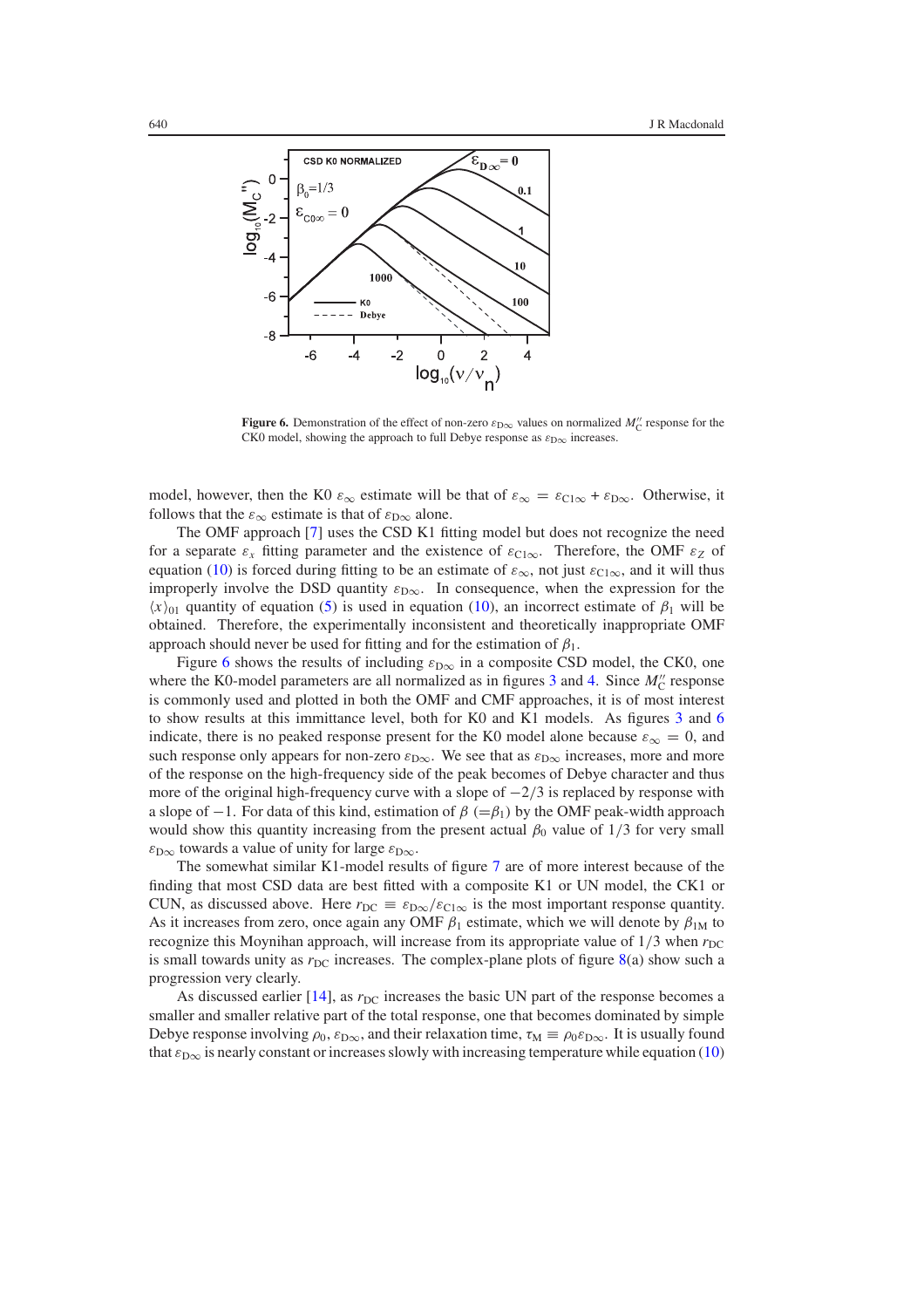**Figure 6.** Demonstration of the effect of non-zero $\varepsilon_{D\infty}$ values on normalized $M''_C$ response for the CK0 model, showing the approach to full Debye response as $\varepsilon_{D\infty}$ increases.

model, however, then the K0 $\varepsilon_\infty$ estimate will be that of $\varepsilon_\infty = \varepsilon_{C1\infty} + \varepsilon_{D\infty}$. Otherwise, it follows that the $\varepsilon_\infty$ estimate is that of $\varepsilon_{D\infty}$ alone.

The OMF approach [7] uses the CSD K1 fitting model but does not recognize the need for a separate $\varepsilon_x$ fitting parameter and the existence of $\varepsilon_{C1\infty}$. Therefore, the OMF $\varepsilon_Z$ of equation (10) is forced during fitting to be an estimate of $\varepsilon_\infty$, not just $\varepsilon_{C1\infty}$, and it will thus improperly involve the DSD quantity $\varepsilon_{D\infty}$. In consequence, when the expression for the $\langle x \rangle_{01}$ quantity of equation (5) is used in equation (10), an incorrect estimate of $\beta_1$ will be obtained. Therefore, the experimentally inconsistent and theoretically inappropriate OMF approach should never be used for fitting and for the estimation of $\beta_1$.

Figure 6 shows the results of including $\varepsilon_{D\infty}$ in a composite CSD model, the CK0, one where the K0-model parameters are all normalized as in figures 3 and 4. Since $M''_C$ response is commonly used and plotted in both the OMF and CMF approaches, it is of most interest to show results at this immittance level, both for K0 and K1 models. As figures 3 and 6 indicate, there is no peaked response present for the K0 model alone because $\varepsilon_\infty = 0$, and such response only appears for non-zero $\varepsilon_{D\infty}$. We see that as $\varepsilon_{D\infty}$ increases, more and more of the response on the high-frequency side of the peak becomes of Debye character and thus more of the original high-frequency curve with a slope of $-2/3$ is replaced by response with a slope of $-1$. For data of this kind, estimation of $\beta$ $(=\beta_1)$ by the OMF peak-width approach would show this quantity increasing from the present actual $\beta_0$ value of 1/3 for very small $\varepsilon_{D\infty}$ towards a value of unity for large $\varepsilon_{D\infty}$.

The somewhat similar K1-model results of figure 7 are of more interest because of the finding that most CSD data are best fitted with a composite K1 or UN model, the CK1 or CUN, as discussed above. Here $r_{DC} \equiv \varepsilon_{D\infty}/\varepsilon_{C1\infty}$ is the most important response quantity. As it increases from zero, once again any OMF $\beta_1$ estimate, which we will denote by $\beta_{1M}$ to recognize this Moynihan approach, will increase from its appropriate value of 1/3 when $r_{DC}$ is small towards unity as $r_{DC}$ increases. The complex-plane plots of figure 8(a) show such a progression very clearly.

As discussed earlier [14], as $r_{DC}$ increases the basic UN part of the response becomes a smaller and smaller relative part of the total response, one that becomes dominated by simple Debye response involving $\rho_0$, $\varepsilon_{D\infty}$, and their relaxation time, $\tau_M \equiv \rho_0\varepsilon_{D\infty}$. It is usually found that $\varepsilon_{D\infty}$ is nearly constant or increases slowly with increasing temperature while equation (10)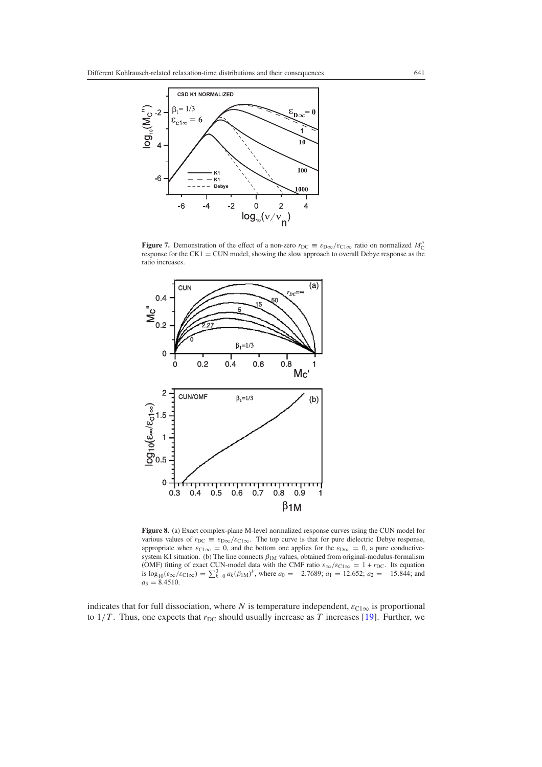**Figure 7.** Demonstration of the effect of a non-zero $r_{\rm DC} \equiv \varepsilon_{\rm D\infty}/\varepsilon_{\rm C1\infty}$ ratio on normalized $M_{\rm C}''$ response for the CK1 = CUN model, showing the slow approach to overall Debye response as the ratio increases.

**Figure 8.** (a) Exact complex-plane M-level normalized response curves using the CUN model for various values of $r_{\rm DC} \equiv \varepsilon_{\rm D\infty}/\varepsilon_{\rm C1\infty}$. The top curve is that for pure dielectric Debye response, appropriate when $\varepsilon_{\rm C1\infty} = 0$, and the bottom one applies for the $\varepsilon_{\rm D\infty} = 0$, a pure conductive-system K1 situation. (b) The line connects $\beta_{\rm 1M}$ values, obtained from original-modulus-formalism (OMF) fitting of exact CUN-model data with the CMF ratio $\varepsilon_\infty/\varepsilon_{\rm C1\infty} = 1 + r_{\rm DC}$. Its equation is $\log_{10}(\varepsilon_\infty/\varepsilon_{\rm C1\infty}) = \sum_{k=0}^{3} a_k(\beta_{\rm 1M})^k$, where $a_0 = -2.7689$; $a_1 = 12.652$; $a_2 = -15.844$; and $a_3 = 8.4510$.

indicates that for full dissociation, where $N$ is temperature independent, $\varepsilon_{\rm C1\infty}$ is proportional to $1/T$. Thus, one expects that $r_{\rm DC}$ should usually increase as $T$ increases [19]. Further, we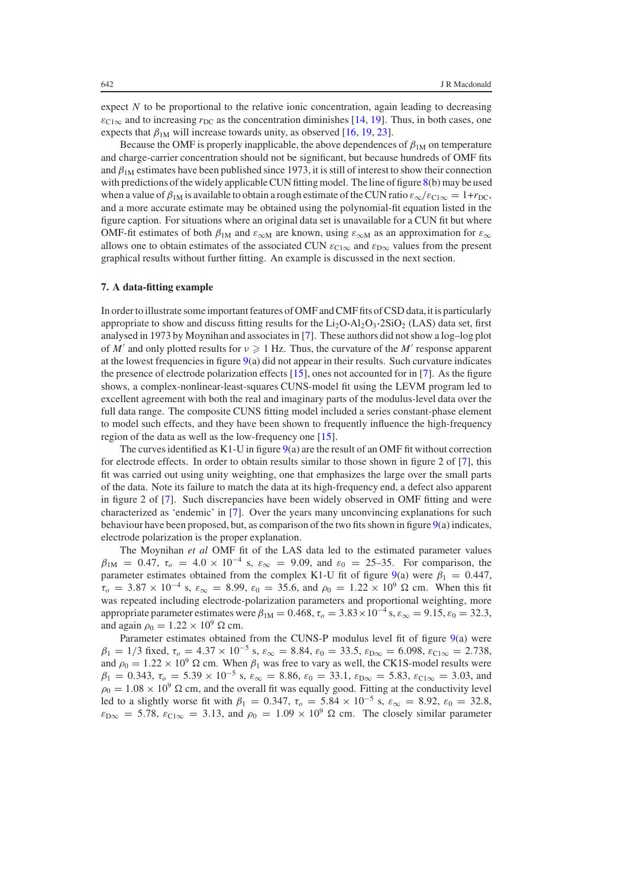expect $N$ to be proportional to the relative ionic concentration, again leading to decreasing $\varepsilon_{C1\infty}$ and to increasing $r_{DC}$ as the concentration diminishes [14, 19]. Thus, in both cases, one expects that $\beta_{1M}$ will increase towards unity, as observed [16, 19, 23].

Because the OMF is properly inapplicable, the above dependences of $\beta_{1M}$ on temperature and charge-carrier concentration should not be significant, but because hundreds of OMF fits and $\beta_{1M}$ estimates have been published since 1973, it is still of interest to show their connection with predictions of the widely applicable CUN fitting model. The line of figure 8(b) may be used when a value of $\beta_{1M}$ is available to obtain a rough estimate of the CUN ratio $\varepsilon_\infty/\varepsilon_{C1\infty} = 1+r_{DC}$, and a more accurate estimate may be obtained using the polynomial-fit equation listed in the figure caption. For situations where an original data set is unavailable for a CUN fit but where OMF-fit estimates of both $\beta_{1M}$ and $\varepsilon_{\infty M}$ are known, using $\varepsilon_{\infty M}$ as an approximation for $\varepsilon_\infty$ allows one to obtain estimates of the associated CUN $\varepsilon_{C1\infty}$ and $\varepsilon_{D\infty}$ values from the present graphical results without further fitting. An example is discussed in the next section.

## 7. A data-fitting example

In order to illustrate some important features of OMF and CMF fits of CSD data, it is particularly appropriate to show and discuss fitting results for the $Li_2O{\cdot}Al_2O_3{\cdot}2SiO_2$ (LAS) data set, first analysed in 1973 by Moynihan and associates in [7]. These authors did not show a log–log plot of $M'$ and only plotted results for $\nu \geqslant 1$ Hz. Thus, the curvature of the $M'$ response apparent at the lowest frequencies in figure 9(a) did not appear in their results. Such curvature indicates the presence of electrode polarization effects [15], ones not accounted for in [7]. As the figure shows, a complex-nonlinear-least-squares CUNS-model fit using the LEVM program led to excellent agreement with both the real and imaginary parts of the modulus-level data over the full data range. The composite CUNS fitting model included a series constant-phase element to model such effects, and they have been shown to frequently influence the high-frequency region of the data as well as the low-frequency one [15].

The curves identified as K1-U in figure 9(a) are the result of an OMF fit without correction for electrode effects. In order to obtain results similar to those shown in figure 2 of [7], this fit was carried out using unity weighting, one that emphasizes the large over the small parts of the data. Note its failure to match the data at its high-frequency end, a defect also apparent in figure 2 of [7]. Such discrepancies have been widely observed in OMF fitting and were characterized as 'endemic' in [7]. Over the years many unconvincing explanations for such behaviour have been proposed, but, as comparison of the two fits shown in figure 9(a) indicates, electrode polarization is the proper explanation.

The Moynihan *et al* OMF fit of the LAS data led to the estimated parameter values $\beta_{1M} = 0.47$, $\tau_o = 4.0 \times 10^{-4}$ s, $\varepsilon_\infty = 9.09$, and $\varepsilon_0 = 25$–$35$. For comparison, the parameter estimates obtained from the complex K1-U fit of figure 9(a) were $\beta_1 = 0.447$, $\tau_o = 3.87 \times 10^{-4}$ s, $\varepsilon_\infty = 8.99$, $\varepsilon_0 = 35.6$, and $\rho_0 = 1.22 \times 10^9$ $\Omega$ cm. When this fit was repeated including electrode-polarization parameters and proportional weighting, more appropriate parameter estimates were $\beta_{1M} = 0.468$, $\tau_o = 3.83\times 10^{-4}$ s, $\varepsilon_\infty = 9.15$, $\varepsilon_0 = 32.3$, and again $\rho_0 = 1.22 \times 10^9$ $\Omega$ cm.

Parameter estimates obtained from the CUNS-P modulus level fit of figure 9(a) were $\beta_1 = 1/3$ fixed, $\tau_o = 4.37 \times 10^{-5}$ s, $\varepsilon_\infty = 8.84$, $\varepsilon_0 = 33.5$, $\varepsilon_{D\infty} = 6.098$, $\varepsilon_{C1\infty} = 2.738$, and $\rho_0 = 1.22 \times 10^9$ $\Omega$ cm. When $\beta_1$ was free to vary as well, the CK1S-model results were $\beta_1 = 0.343$, $\tau_o = 5.39 \times 10^{-5}$ s, $\varepsilon_\infty = 8.86$, $\varepsilon_0 = 33.1$, $\varepsilon_{D\infty} = 5.83$, $\varepsilon_{C1\infty} = 3.03$, and $\rho_0 = 1.08 \times 10^9$ $\Omega$ cm, and the overall fit was equally good. Fitting at the conductivity level led to a slightly worse fit with $\beta_1 = 0.347$, $\tau_o = 5.84 \times 10^{-5}$ s, $\varepsilon_\infty = 8.92$, $\varepsilon_0 = 32.8$, $\varepsilon_{D\infty} = 5.78$, $\varepsilon_{C1\infty} = 3.13$, and $\rho_0 = 1.09 \times 10^9$ $\Omega$ cm. The closely similar parameter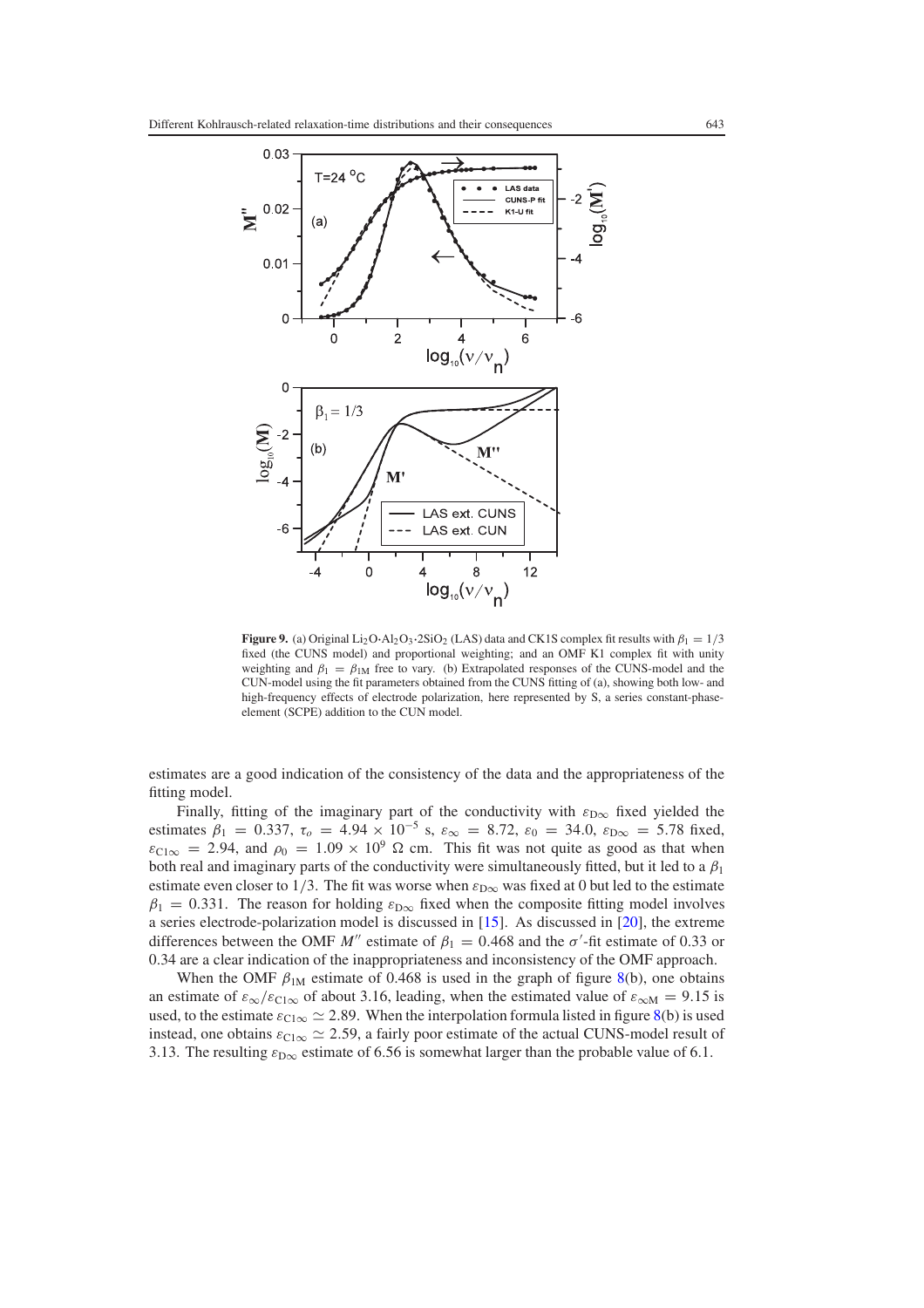**Figure 9.** (a) Original $Li_2O{\cdot}Al_2O_3{\cdot}2SiO_2$ (LAS) data and CK1S complex fit results with $\beta_1 = 1/3$ fixed (the CUNS model) and proportional weighting; and an OMF K1 complex fit with unity weighting and $\beta_1 = \beta_{1M}$ free to vary. (b) Extrapolated responses of the CUNS-model and the CUN-model using the fit parameters obtained from the CUNS fitting of (a), showing both low- and high-frequency effects of electrode polarization, here represented by S, a series constant-phase-element (SCPE) addition to the CUN model.

estimates are a good indication of the consistency of the data and the appropriateness of the fitting model.

Finally, fitting of the imaginary part of the conductivity with $\varepsilon_{D\infty}$ fixed yielded the estimates $\beta_1 = 0.337$, $\tau_o = 4.94 \times 10^{-5}$ s, $\varepsilon_\infty = 8.72$, $\varepsilon_0 = 34.0$, $\varepsilon_{D\infty} = 5.78$ fixed, $\varepsilon_{C1\infty} = 2.94$, and $\rho_0 = 1.09 \times 10^9$ $\Omega$ cm. This fit was not quite as good as that when both real and imaginary parts of the conductivity were simultaneously fitted, but it led to a $\beta_1$ estimate even closer to 1/3. The fit was worse when $\varepsilon_{D\infty}$ was fixed at 0 but led to the estimate $\beta_1 = 0.331$. The reason for holding $\varepsilon_{D\infty}$ fixed when the composite fitting model involves a series electrode-polarization model is discussed in [15]. As discussed in [20], the extreme differences between the OMF $M''$ estimate of $\beta_1 = 0.468$ and the $\sigma'$-fit estimate of 0.33 or 0.34 are a clear indication of the inappropriateness and inconsistency of the OMF approach.

When the OMF $\beta_{1M}$ estimate of 0.468 is used in the graph of figure 8(b), one obtains an estimate of $\varepsilon_\infty/\varepsilon_{C1\infty}$ of about 3.16, leading, when the estimated value of $\varepsilon_{\infty M} = 9.15$ is used, to the estimate $\varepsilon_{C1\infty} \simeq 2.89$. When the interpolation formula listed in figure 8(b) is used instead, one obtains $\varepsilon_{C1\infty} \simeq 2.59$, a fairly poor estimate of the actual CUNS-model result of 3.13. The resulting $\varepsilon_{D\infty}$ estimate of 6.56 is somewhat larger than the probable value of 6.1.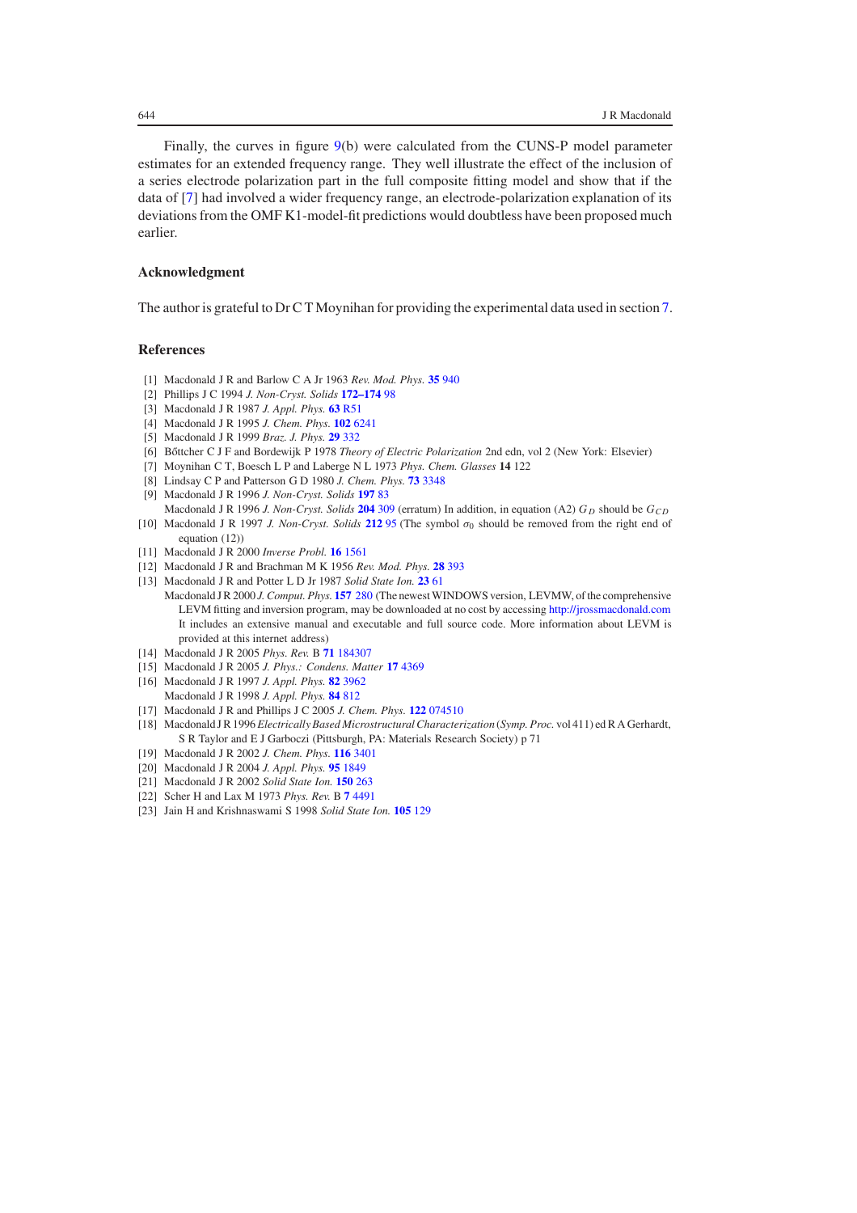Finally, the curves in figure 9(b) were calculated from the CUNS-P model parameter estimates for an extended frequency range. They well illustrate the effect of the inclusion of a series electrode polarization part in the full composite fitting model and show that if the data of [7] had involved a wider frequency range, an electrode-polarization explanation of its deviations from the OMF K1-model-fit predictions would doubtless have been proposed much earlier.

## Acknowledgment

The author is grateful to Dr C T Moynihan for providing the experimental data used in section 7.

## References

[1] Macdonald J R and Barlow C A Jr 1963 *Rev. Mod. Phys.* **35** 940
[2] Phillips J C 1994 *J. Non-Cryst. Solids* **172–174** 98
[3] Macdonald J R 1987 *J. Appl. Phys.* **63** R51
[4] Macdonald J R 1995 *J. Chem. Phys.* **102** 6241
[5] Macdonald J R 1999 *Braz. J. Phys.* **29** 332
[6] Bőttcher C J F and Bordewijk P 1978 *Theory of Electric Polarization* 2nd edn, vol 2 (New York: Elsevier)
[7] Moynihan C T, Boesch L P and Laberge N L 1973 *Phys. Chem. Glasses* **14** 122
[8] Lindsay C P and Patterson G D 1980 *J. Chem. Phys.* **73** 3348
[9] Macdonald J R 1996 *J. Non-Cryst. Solids* **197** 83
Macdonald J R 1996 *J. Non-Cryst. Solids* **204** 309 (erratum) In addition, in equation (A2) $G_D$ should be $G_{CD}$
[10] Macdonald J R 1997 *J. Non-Cryst. Solids* **212** 95 (The symbol $\sigma_0$ should be removed from the right end of equation (12))
[11] Macdonald J R 2000 *Inverse Probl.* **16** 1561
[12] Macdonald J R and Brachman M K 1956 *Rev. Mod. Phys.* **28** 393
[13] Macdonald J R and Potter L D Jr 1987 *Solid State Ion.* **23** 61
Macdonald J R 2000 *J. Comput. Phys.* **157** 280 (The newest WINDOWS version, LEVMW, of the comprehensive LEVM fitting and inversion program, may be downloaded at no cost by accessing http://jrossmacdonald.com It includes an extensive manual and executable and full source code. More information about LEVM is provided at this internet address)
[14] Macdonald J R 2005 *Phys. Rev.* B **71** 184307
[15] Macdonald J R 2005 *J. Phys.: Condens. Matter* **17** 4369
[16] Macdonald J R 1997 *J. Appl. Phys.* **82** 3962
Macdonald J R 1998 *J. Appl. Phys.* **84** 812
[17] Macdonald J R and Phillips J C 2005 *J. Chem. Phys.* **122** 074510
[18] Macdonald J R 1996 *Electrically Based Microstructural Characterization* (*Symp. Proc.* vol 411) ed R A Gerhardt, S R Taylor and E J Garboczi (Pittsburgh, PA: Materials Research Society) p 71
[19] Macdonald J R 2002 *J. Chem. Phys.* **116** 3401
[20] Macdonald J R 2004 *J. Appl. Phys.* **95** 1849
[21] Macdonald J R 2002 *Solid State Ion.* **150** 263
[22] Scher H and Lax M 1973 *Phys. Rev.* B **7** 4491
[23] Jain H and Krishnaswami S 1998 *Solid State Ion.* **105** 129